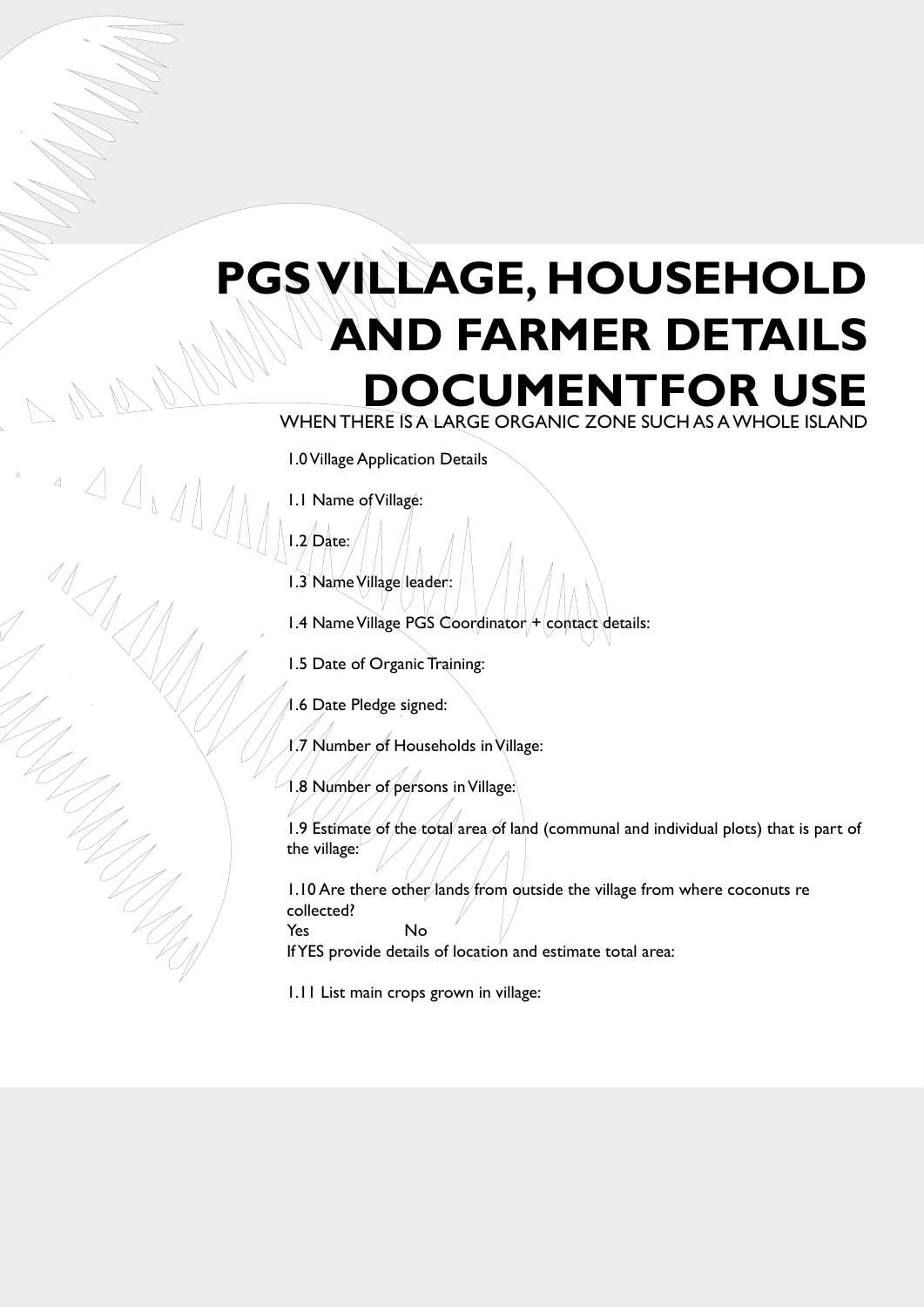# PGS VILLAGE, HOUSEHOLD AND FARMER DETAILS DOCUMENTFOR USE

WHEN THERE IS A LARGE ORGANIC ZONE SUCH AS A WHOLE ISLAND

1.0 Village Application Details

1.1 Name of Village:

1.2 Date:

1.3 Name Village leader:

1.4 Name Village PGS Coordinator + contact details:

1.5 Date of Organic Training:

1.6 Date Pledge signed:

1.7 Number of Households in Village:

1.8 Number of persons in Village:

1.9 Estimate of the total area of land (communal and individual plots) that is part of the village:

1.10 Are there other lands from outside the village from where coconuts re collected?

Yes No

If YES provide details of location and estimate total area:

1.11 List main crops grown in village: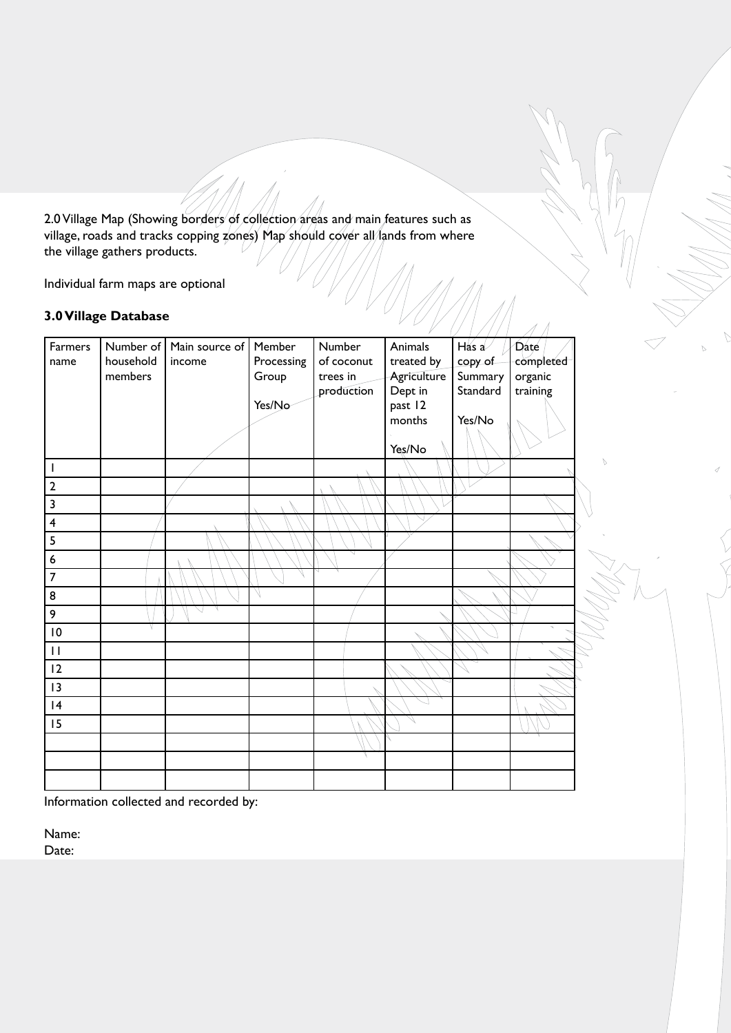2.0 Village Map (Showing borders of collection areas and main features such as village, roads and tracks copping zones) Map should cover all lands from where the village gathers products.

Individual farm maps are optional

### 3.0 Village Database

| Farmers name | Number of household members | Main source of income | Member Processing Group<br><br>Yes/No | Number of coconut trees in production | Animals treated by Agriculture Dept in past 12 months<br><br>Yes/No | Has a copy of Summary Standard<br><br>Yes/No | Date completed organic training |
|---|---|---|---|---|---|---|---|
| 1 | | | | | | | |
| 2 | | | | | | | |
| 3 | | | | | | | |
| 4 | | | | | | | |
| 5 | | | | | | | |
| 6 | | | | | | | |
| 7 | | | | | | | |
| 8 | | | | | | | |
| 9 | | | | | | | |
| 10 | | | | | | | |
| 11 | | | | | | | |
| 12 | | | | | | | |
| 13 | | | | | | | |
| 14 | | | | | | | |
| 15 | | | | | | | |
| | | | | | | | |
| | | | | | | | |
| | | | | | | | |

Information collected and recorded by:

Name:

Date: